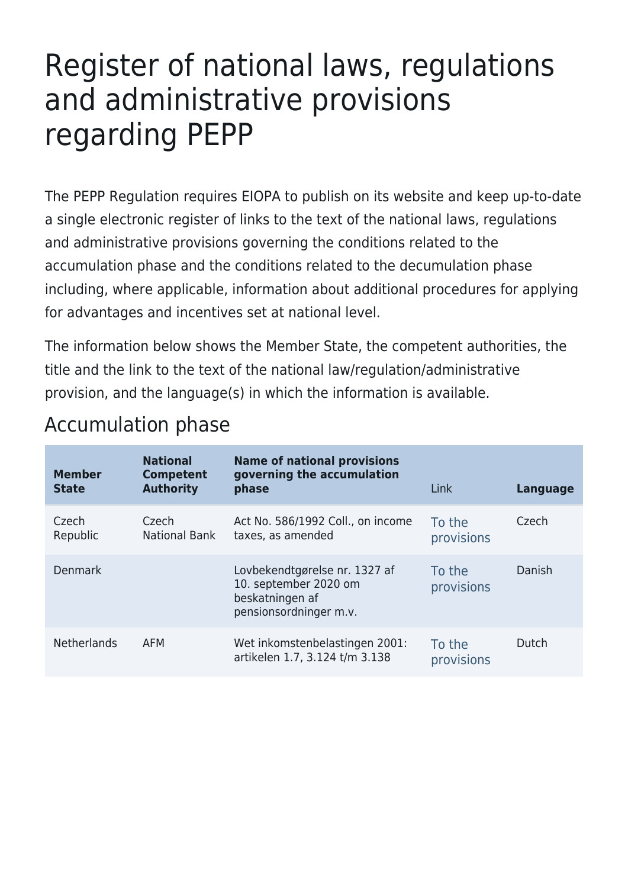# Register of national laws, regulations and administrative provisions regarding PEPP

The PEPP Regulation requires EIOPA to publish on its website and keep up-to-date a single electronic register of links to the text of the national laws, regulations and administrative provisions governing the conditions related to the accumulation phase and the conditions related to the decumulation phase including, where applicable, information about additional procedures for applying for advantages and incentives set at national level.

The information below shows the Member State, the competent authorities, the title and the link to the text of the national law/regulation/administrative provision, and the language(s) in which the information is available.

## Accumulation phase

| Member State | National Competent Authority | Name of national provisions governing the accumulation phase | Link | Language |
|---|---|---|---|---|
| Czech Republic | Czech National Bank | Act No. 586/1992 Coll., on income taxes, as amended | To the provisions | Czech |
| Denmark | | Lovbekendtgørelse nr. 1327 af 10. september 2020 om beskatningen af pensionsordninger m.v. | To the provisions | Danish |
| Netherlands | AFM | Wet inkomstenbelastingen 2001: artikelen 1.7, 3.124 t/m 3.138 | To the provisions | Dutch |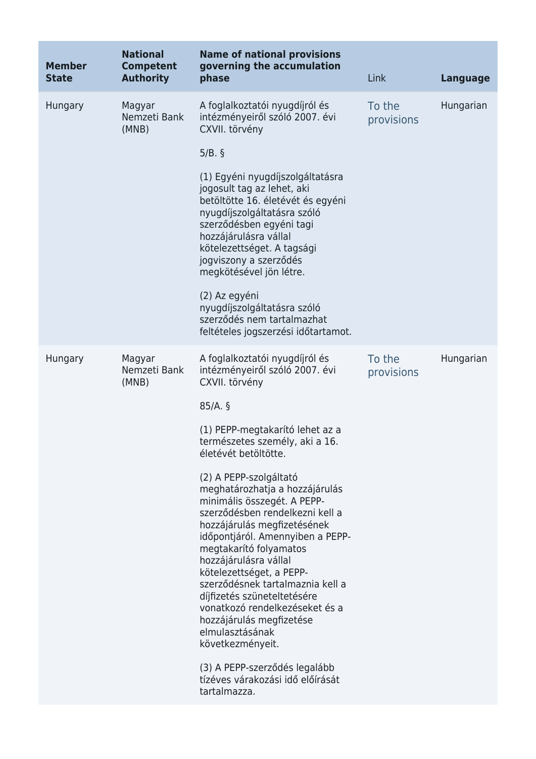| Member State | National Competent Authority | Name of national provisions governing the accumulation phase | Link | Language |
|---|---|---|---|---|
| Hungary | Magyar Nemzeti Bank (MNB) | A foglalkoztatói nyugdíjról és intézményeiről szóló 2007. évi CXVII. törvény<br><br>5/B. §<br><br>(1) Egyéni nyugdíjszolgáltatásra jogosult tag az lehet, aki betöltötte 16. életévét és egyéni nyugdíjszolgáltatásra szóló szerződésben egyéni tagi hozzájárulásra vállal kötelezettséget. A tagsági jogviszony a szerződés megkötésével jön létre.<br><br>(2) Az egyéni nyugdíjszolgáltatásra szóló szerződés nem tartalmazhat feltételes jogszerzési időtartamot. | To the provisions | Hungarian |
| Hungary | Magyar Nemzeti Bank (MNB) | A foglalkoztatói nyugdíjról és intézményeiről szóló 2007. évi CXVII. törvény<br><br>85/A. §<br><br>(1) PEPP-megtakarító lehet az a természetes személy, aki a 16. életévét betöltötte.<br><br>(2) A PEPP-szolgáltató meghatározhatja a hozzájárulás minimális összegét. A PEPP-szerződésben rendelkezni kell a hozzájárulás megfizetésének időpontjáról. Amennyiben a PEPP-megtakarító folyamatos hozzájárulásra vállal kötelezettséget, a PEPP-szerződésnek tartalmaznia kell a díjfizetés szüneteltetésére vonatkozó rendelkezéseket és a hozzájárulás megfizetése elmulasztásának következményeit.<br><br>(3) A PEPP-szerződés legalább tízéves várakozási idő előírását tartalmazza. | To the provisions | Hungarian |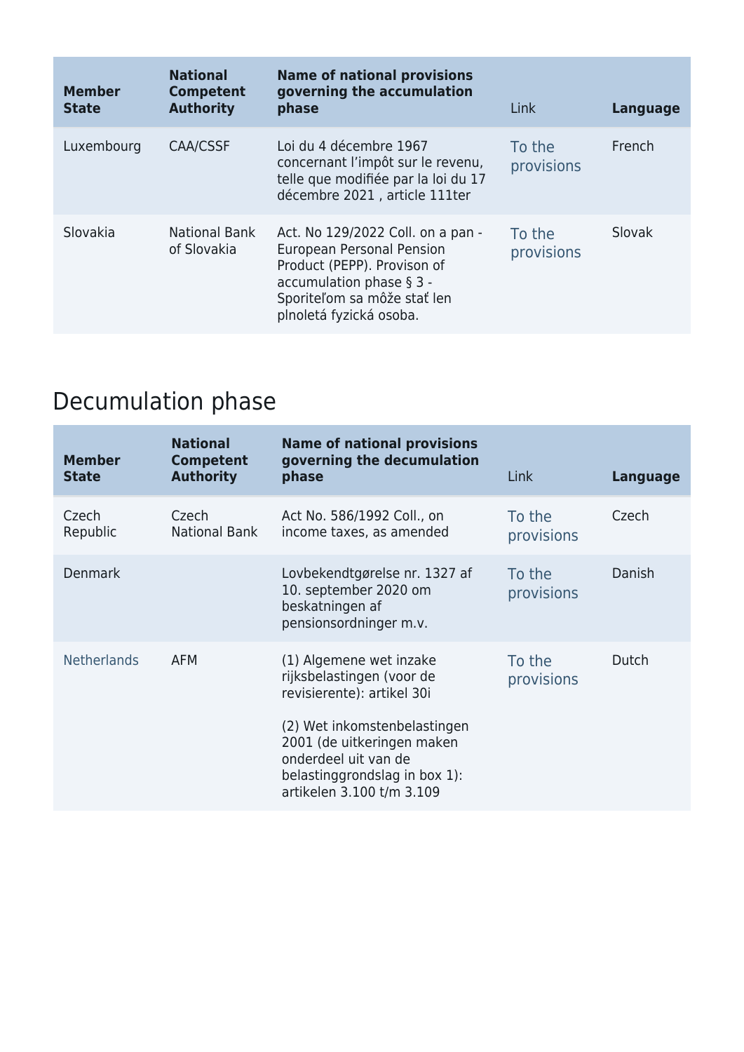| Member State | National Competent Authority | Name of national provisions governing the accumulation phase | Link | Language |
|---|---|---|---|---|
| Luxembourg | CAA/CSSF | Loi du 4 décembre 1967 concernant l’impôt sur le revenu, telle que modifiée par la loi du 17 décembre 2021 , article 111ter | To the provisions | French |
| Slovakia | National Bank of Slovakia | Act. No 129/2022 Coll. on a pan - European Personal Pension Product (PEPP). Provison of accumulation phase § 3 - Sporiteľom sa môže stať len plnoletá fyzická osoba. | To the provisions | Slovak |

## Decumulation phase

| Member State | National Competent Authority | Name of national provisions governing the decumulation phase | Link | Language |
|---|---|---|---|---|
| Czech Republic | Czech National Bank | Act No. 586/1992 Coll., on income taxes, as amended | To the provisions | Czech |
| Denmark | | Lovbekendtgørelse nr. 1327 af 10. september 2020 om beskatningen af pensionsordninger m.v. | To the provisions | Danish |
| Netherlands | AFM | (1) Algemene wet inzake rijksbelastingen (voor de revisierente): artikel 30i<br><br>(2) Wet inkomstenbelastingen 2001 (de uitkeringen maken onderdeel uit van de belastinggrondslag in box 1): artikelen 3.100 t/m 3.109 | To the provisions | Dutch |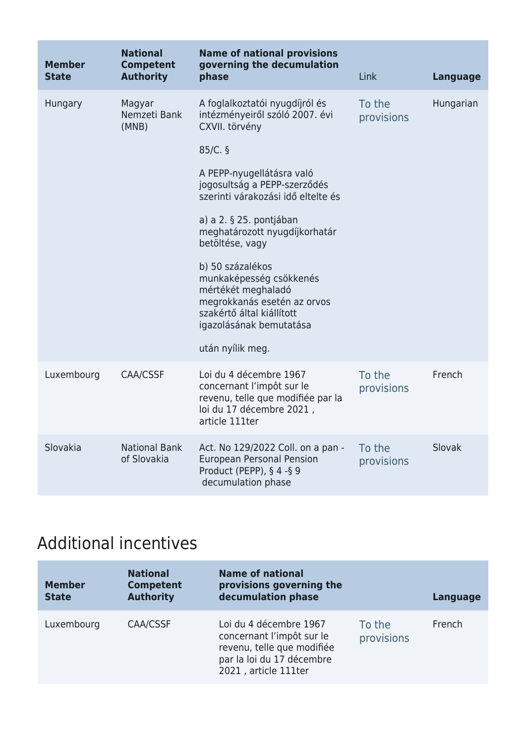| Member State | National Competent Authority | Name of national provisions governing the decumulation phase | Link | Language |
|---|---|---|---|---|
| Hungary | Magyar Nemzeti Bank (MNB) | A foglalkoztatói nyugdíjról és intézményeiről szóló 2007. évi CXVII. törvény<br><br>85/C. §<br><br>A PEPP-nyugellátásra való jogosultság a PEPP-szerződés szerinti várakozási idő eltelte és<br><br>a) a 2. § 25. pontjában meghatározott nyugdíjkorhatár betöltése, vagy<br><br>b) 50 százalékos munkaképesség csökkenés mértékét meghaladó megrokkanás esetén az orvos szakértő által kiállított igazolásának bemutatása<br><br>után nyílik meg. | To the provisions | Hungarian |
| Luxembourg | CAA/CSSF | Loi du 4 décembre 1967 concernant l'impôt sur le revenu, telle que modifiée par la loi du 17 décembre 2021 , article 111ter | To the provisions | French |
| Slovakia | National Bank of Slovakia | Act. No 129/2022 Coll. on a pan - European Personal Pension Product (PEPP), § 4 -§ 9 decumulation phase | To the provisions | Slovak |

## Additional incentives

| Member State | National Competent Authority | Name of national provisions governing the decumulation phase | | Language |
|---|---|---|---|---|
| Luxembourg | CAA/CSSF | Loi du 4 décembre 1967 concernant l'impôt sur le revenu, telle que modifiée par la loi du 17 décembre 2021 , article 111ter | To the provisions | French |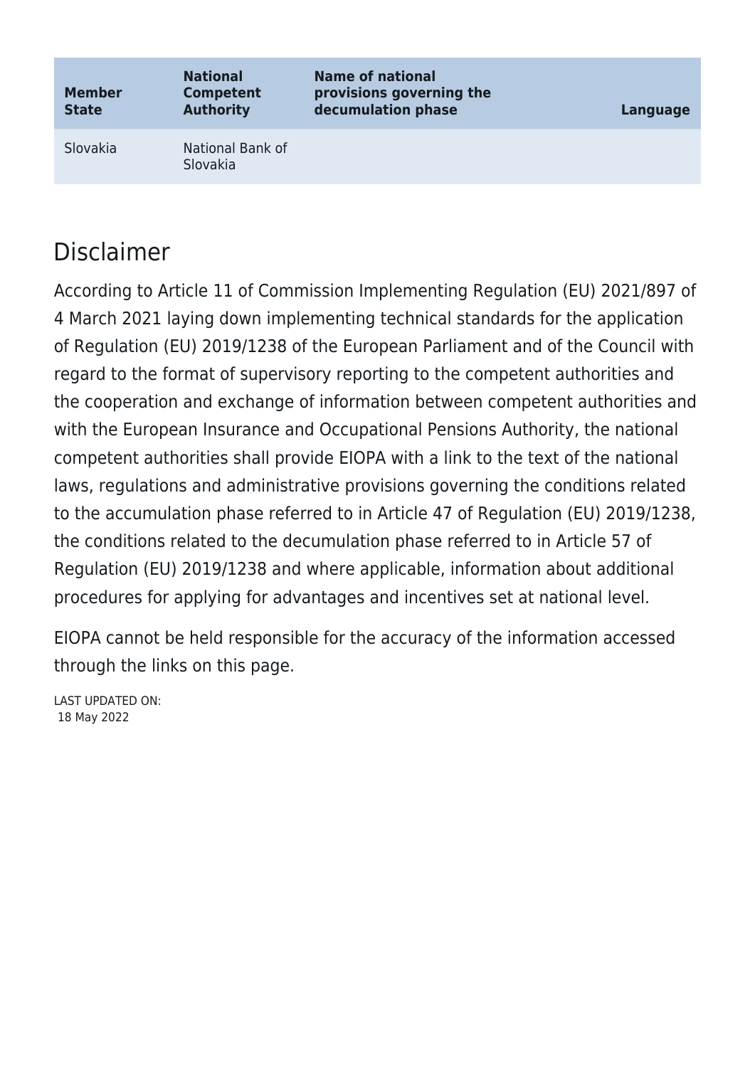| Member State | National Competent Authority | Name of national provisions governing the decumulation phase | Language |
| --- | --- | --- | --- |
| Slovakia | National Bank of Slovakia | | |

## Disclaimer

According to Article 11 of Commission Implementing Regulation (EU) 2021/897 of 4 March 2021 laying down implementing technical standards for the application of Regulation (EU) 2019/1238 of the European Parliament and of the Council with regard to the format of supervisory reporting to the competent authorities and the cooperation and exchange of information between competent authorities and with the European Insurance and Occupational Pensions Authority, the national competent authorities shall provide EIOPA with a link to the text of the national laws, regulations and administrative provisions governing the conditions related to the accumulation phase referred to in Article 47 of Regulation (EU) 2019/1238, the conditions related to the decumulation phase referred to in Article 57 of Regulation (EU) 2019/1238 and where applicable, information about additional procedures for applying for advantages and incentives set at national level.

EIOPA cannot be held responsible for the accuracy of the information accessed through the links on this page.

LAST UPDATED ON:
18 May 2022